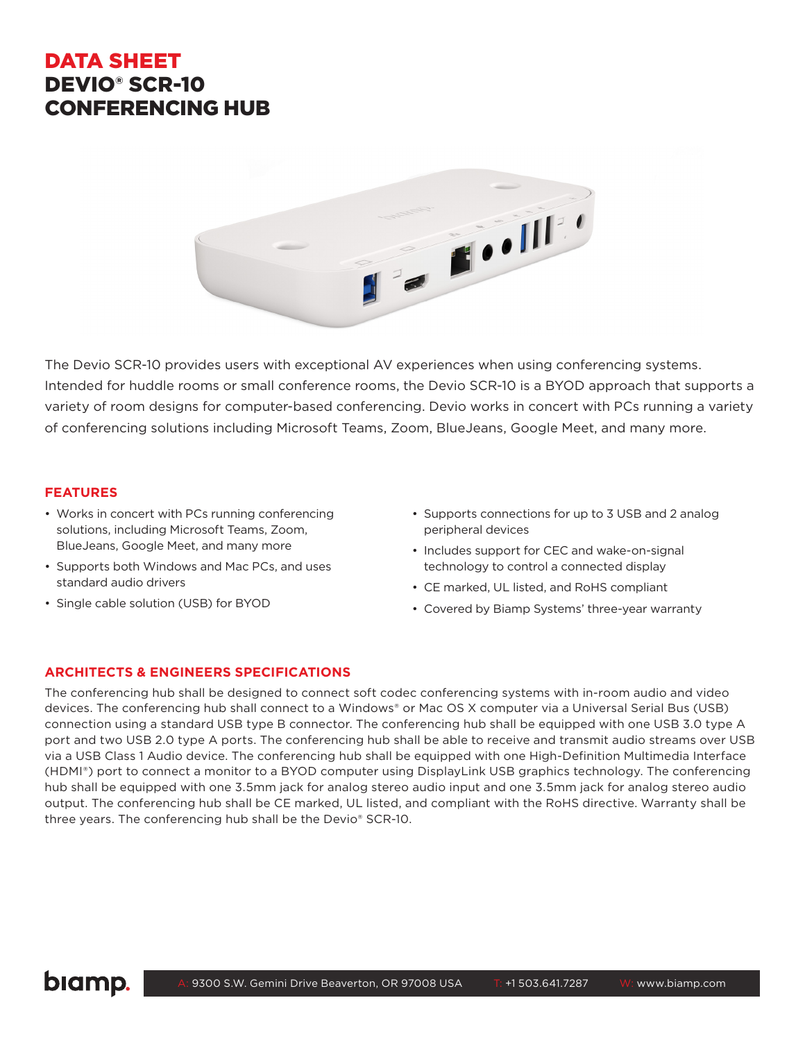# DATA SHEET
# DEVIO® SCR-10 CONFERENCING HUB

The Devio SCR-10 provides users with exceptional AV experiences when using conferencing systems. Intended for huddle rooms or small conference rooms, the Devio SCR-10 is a BYOD approach that supports a variety of room designs for computer-based conferencing. Devio works in concert with PCs running a variety of conferencing solutions including Microsoft Teams, Zoom, BlueJeans, Google Meet, and many more.

## FEATURES

- Works in concert with PCs running conferencing solutions, including Microsoft Teams, Zoom, BlueJeans, Google Meet, and many more
- Supports both Windows and Mac PCs, and uses standard audio drivers
- Single cable solution (USB) for BYOD
- Supports connections for up to 3 USB and 2 analog peripheral devices
- Includes support for CEC and wake-on-signal technology to control a connected display
- CE marked, UL listed, and RoHS compliant
- Covered by Biamp Systems' three-year warranty

## ARCHITECTS & ENGINEERS SPECIFICATIONS

The conferencing hub shall be designed to connect soft codec conferencing systems with in-room audio and video devices. The conferencing hub shall connect to a Windows® or Mac OS X computer via a Universal Serial Bus (USB) connection using a standard USB type B connector. The conferencing hub shall be equipped with one USB 3.0 type A port and two USB 2.0 type A ports. The conferencing hub shall be able to receive and transmit audio streams over USB via a USB Class 1 Audio device. The conferencing hub shall be equipped with one High-Definition Multimedia Interface (HDMI®) port to connect a monitor to a BYOD computer using DisplayLink USB graphics technology. The conferencing hub shall be equipped with one 3.5mm jack for analog stereo audio input and one 3.5mm jack for analog stereo audio output. The conferencing hub shall be CE marked, UL listed, and compliant with the RoHS directive. Warranty shall be three years. The conferencing hub shall be the Devio® SCR-10.

biamp. A: 9300 S.W. Gemini Drive Beaverton, OR 97008 USA T: +1 503.641.7287 W: www.biamp.com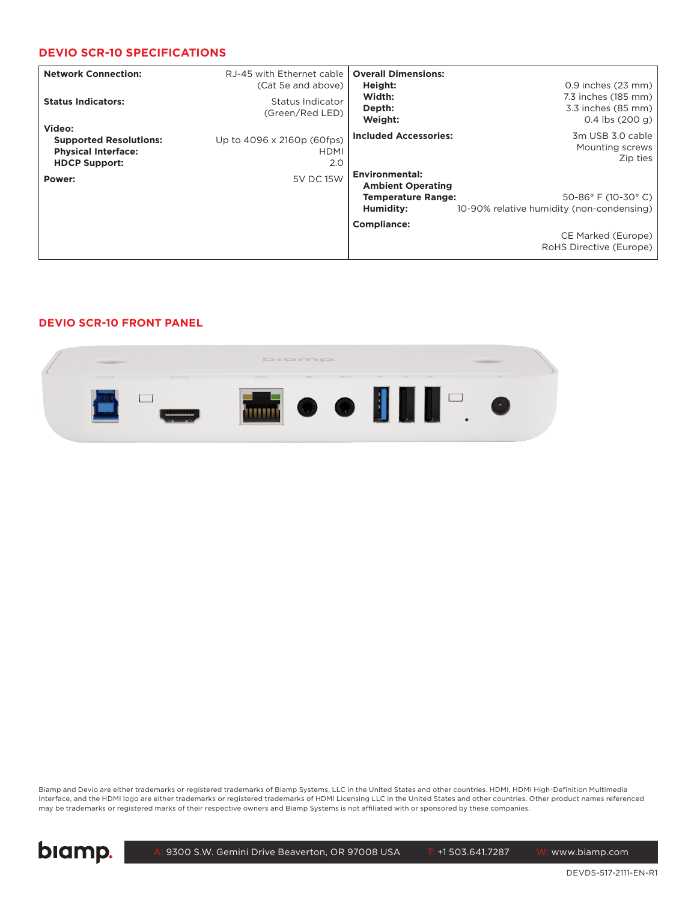## DEVIO SCR-10 SPECIFICATIONS

| | |
|---|---|
| **Network Connection:** | RJ-45 with Ethernet cable (Cat 5e and above) |
| **Status Indicators:** | Status Indicator (Green/Red LED) |
| **Video:** | |
| **Supported Resolutions:** | Up to 4096 x 2160p (60fps) |
| **Physical Interface:** | HDMI |
| **HDCP Support:** | 2.0 |
| **Power:** | 5V DC 15W |
| **Overall Dimensions:** | |
| **Height:** | 0.9 inches (23 mm) |
| **Width:** | 7.3 inches (185 mm) |
| **Depth:** | 3.3 inches (85 mm) |
| **Weight:** | 0.4 lbs (200 g) |
| **Included Accessories:** | 3m USB 3.0 cable<br>Mounting screws<br>Zip ties |
| **Environmental:** | |
| **Ambient Operating Temperature Range:** | 50-86° F (10-30° C) |
| **Humidity:** | 10-90% relative humidity (non-condensing) |
| **Compliance:** | CE Marked (Europe)<br>RoHS Directive (Europe) |

## DEVIO SCR-10 FRONT PANEL

Biamp and Devio are either trademarks or registered trademarks of Biamp Systems, LLC in the United States and other countries. HDMI, HDMI High-Definition Multimedia Interface, and the HDMI logo are either trademarks or registered trademarks of HDMI Licensing LLC in the United States and other countries. Other product names referenced may be trademarks or registered marks of their respective owners and Biamp Systems is not affiliated with or sponsored by these companies.

biamp. A: 9300 S.W. Gemini Drive Beaverton, OR 97008 USA T: +1 503.641.7287 W: www.biamp.com

DEVDS-517-2111-EN-R1